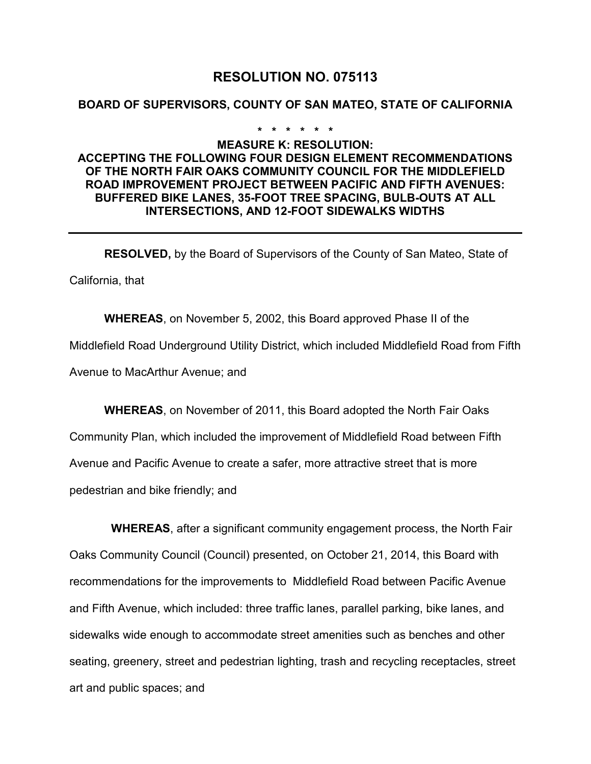# RESOLUTION NO. 075113

## BOARD OF SUPERVISORS, COUNTY OF SAN MATEO, STATE OF CALIFORNIA

\* \* \* \* \* \*

### MEASURE K: RESOLUTION: ACCEPTING THE FOLLOWING FOUR DESIGN ELEMENT RECOMMENDATIONS OF THE NORTH FAIR OAKS COMMUNITY COUNCIL FOR THE MIDDLEFIELD ROAD IMPROVEMENT PROJECT BETWEEN PACIFIC AND FIFTH AVENUES: BUFFERED BIKE LANES, 35-FOOT TREE SPACING, BULB-OUTS AT ALL INTERSECTIONS, AND 12-FOOT SIDEWALKS WIDTHS

---

**RESOLVED,** by the Board of Supervisors of the County of San Mateo, State of California, that

**WHEREAS**, on November 5, 2002, this Board approved Phase II of the Middlefield Road Underground Utility District, which included Middlefield Road from Fifth Avenue to MacArthur Avenue; and

**WHEREAS**, on November of 2011, this Board adopted the North Fair Oaks Community Plan, which included the improvement of Middlefield Road between Fifth Avenue and Pacific Avenue to create a safer, more attractive street that is more pedestrian and bike friendly; and

**WHEREAS**, after a significant community engagement process, the North Fair Oaks Community Council (Council) presented, on October 21, 2014, this Board with recommendations for the improvements to Middlefield Road between Pacific Avenue and Fifth Avenue, which included: three traffic lanes, parallel parking, bike lanes, and sidewalks wide enough to accommodate street amenities such as benches and other seating, greenery, street and pedestrian lighting, trash and recycling receptacles, street art and public spaces; and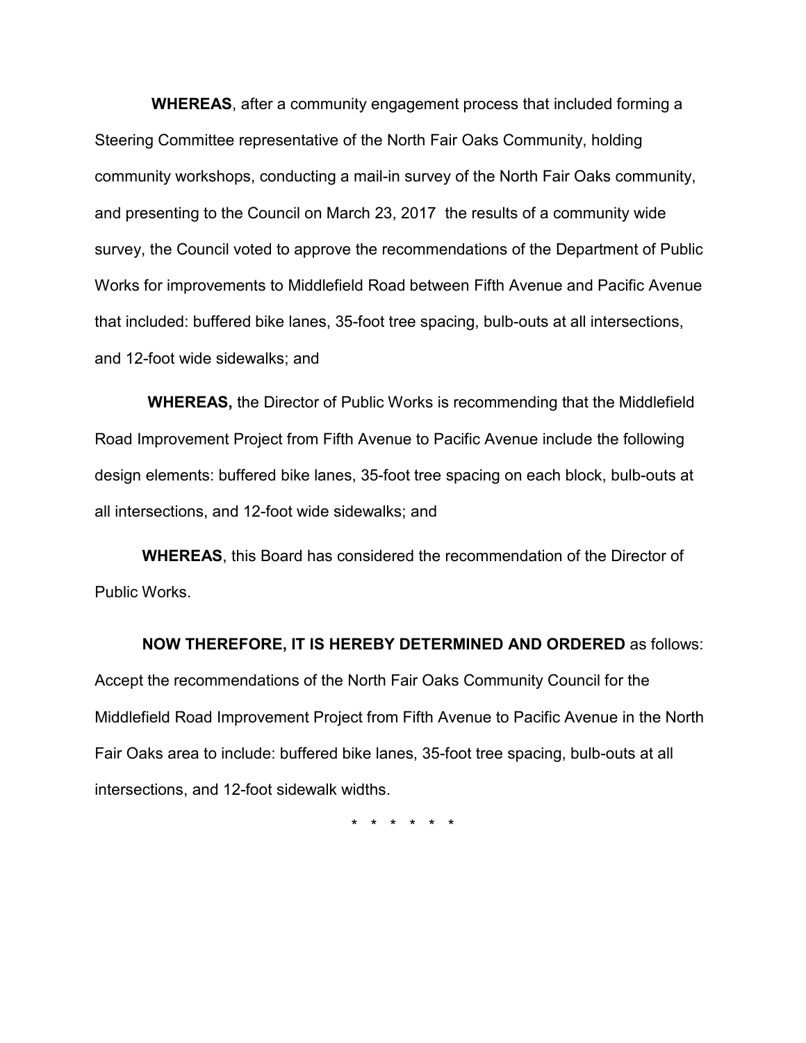**WHEREAS**, after a community engagement process that included forming a Steering Committee representative of the North Fair Oaks Community, holding community workshops, conducting a mail-in survey of the North Fair Oaks community, and presenting to the Council on March 23, 2017 the results of a community wide survey, the Council voted to approve the recommendations of the Department of Public Works for improvements to Middlefield Road between Fifth Avenue and Pacific Avenue that included: buffered bike lanes, 35-foot tree spacing, bulb-outs at all intersections, and 12-foot wide sidewalks; and

**WHEREAS,** the Director of Public Works is recommending that the Middlefield Road Improvement Project from Fifth Avenue to Pacific Avenue include the following design elements: buffered bike lanes, 35-foot tree spacing on each block, bulb-outs at all intersections, and 12-foot wide sidewalks; and

**WHEREAS**, this Board has considered the recommendation of the Director of Public Works.

**NOW THEREFORE, IT IS HEREBY DETERMINED AND ORDERED** as follows: Accept the recommendations of the North Fair Oaks Community Council for the Middlefield Road Improvement Project from Fifth Avenue to Pacific Avenue in the North Fair Oaks area to include: buffered bike lanes, 35-foot tree spacing, bulb-outs at all intersections, and 12-foot sidewalk widths.

\* \* \* \* \* \*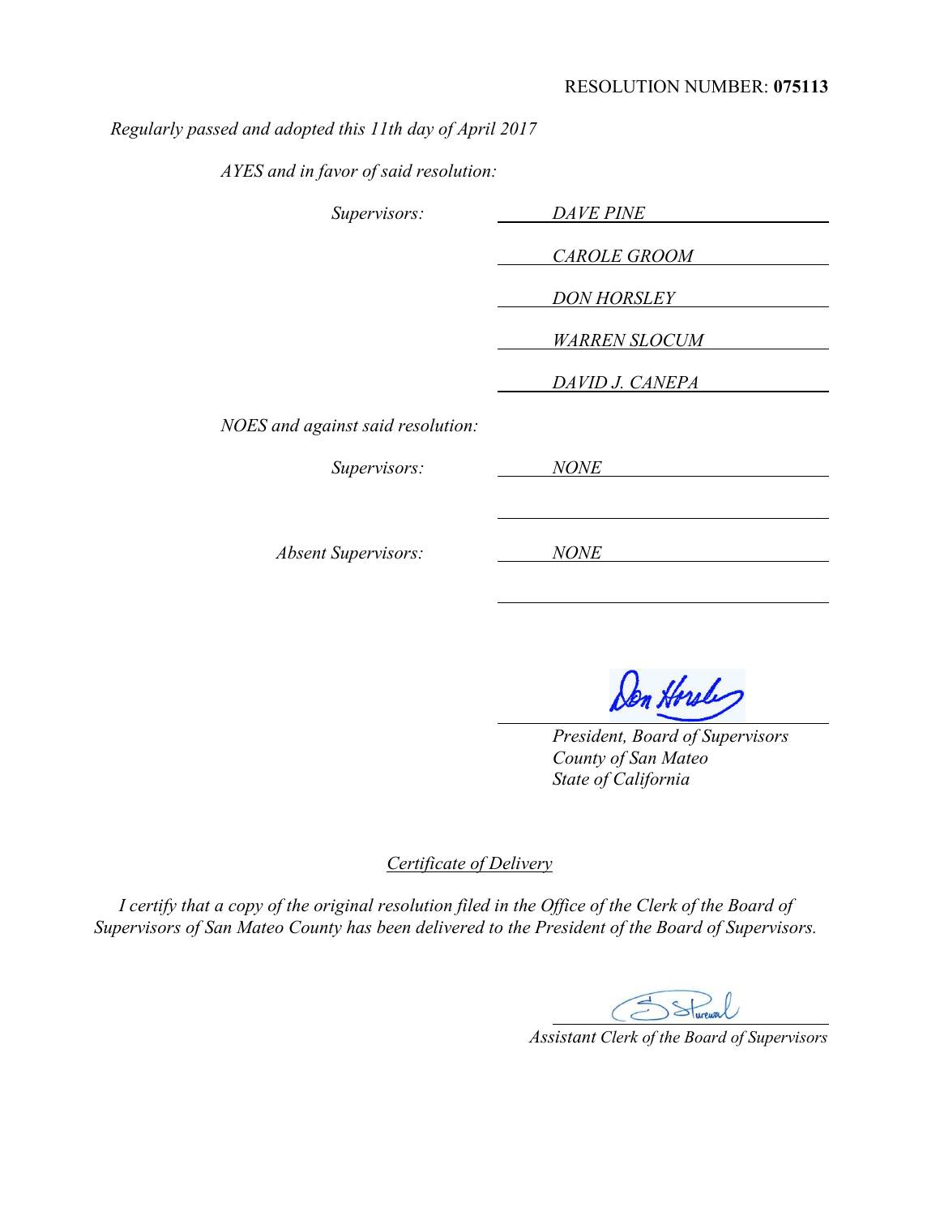RESOLUTION NUMBER: **075113**

*Regularly passed and adopted this 11th day of April 2017*

*AYES and in favor of said resolution:*

| | |
|---|---|
| *Supervisors:* | *DAVE PINE* |
| | *CAROLE GROOM* |
| | *DON HORSLEY* |
| | *WARREN SLOCUM* |
| | *DAVID J. CANEPA* |

*NOES and against said resolution:*

| | |
|---|---|
| *Supervisors:* | *NONE* |
| *Absent Supervisors:* | *NONE* |

*President, Board of Supervisors*
*County of San Mateo*
*State of California*

<u>*Certificate of Delivery*</u>

*I certify that a copy of the original resolution filed in the Office of the Clerk of the Board of Supervisors of San Mateo County has been delivered to the President of the Board of Supervisors.*

*Assistant Clerk of the Board of Supervisors*